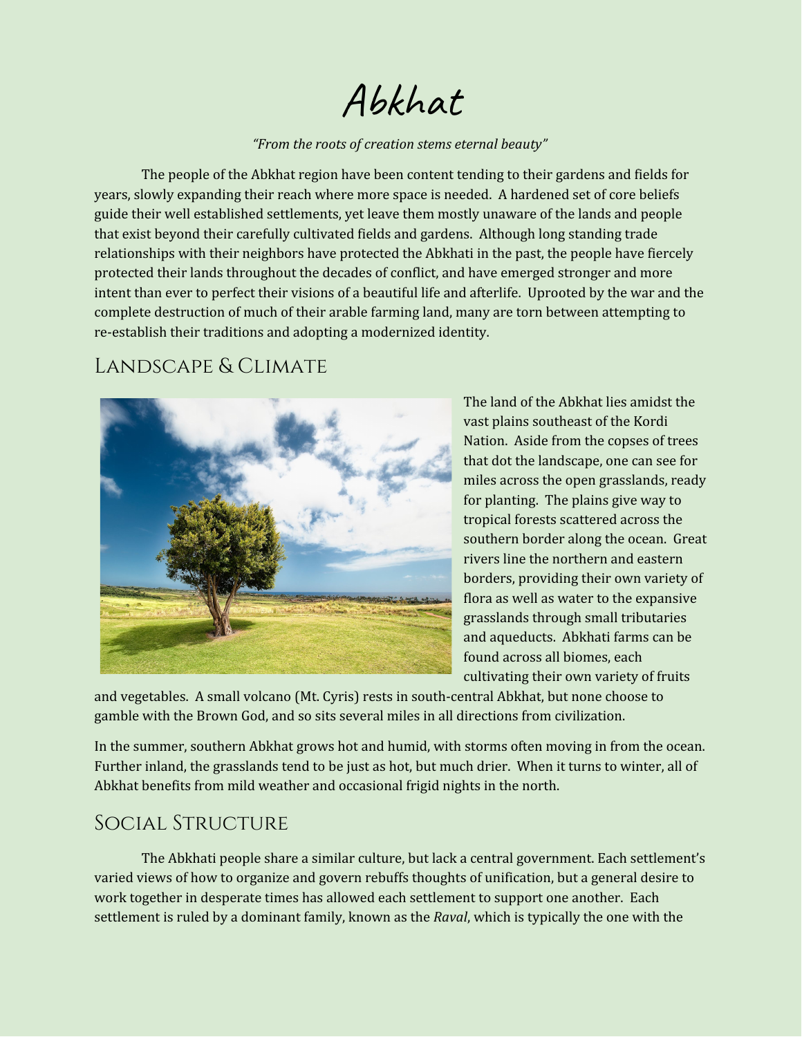# Abkhat

*"From the roots of creation stems eternal beauty"*

The people of the Abkhat region have been content tending to their gardens and fields for years, slowly expanding their reach where more space is needed. A hardened set of core beliefs guide their well established settlements, yet leave them mostly unaware of the lands and people that exist beyond their carefully cultivated fields and gardens. Although long standing trade relationships with their neighbors have protected the Abkhati in the past, the people have fiercely protected their lands throughout the decades of conflict, and have emerged stronger and more intent than ever to perfect their visions of a beautiful life and afterlife. Uprooted by the war and the complete destruction of much of their arable farming land, many are torn between attempting to re-establish their traditions and adopting a modernized identity.

## Landscape & Climate

The land of the Abkhat lies amidst the vast plains southeast of the Kordi Nation. Aside from the copses of trees that dot the landscape, one can see for miles across the open grasslands, ready for planting. The plains give way to tropical forests scattered across the southern border along the ocean. Great rivers line the northern and eastern borders, providing their own variety of flora as well as water to the expansive grasslands through small tributaries and aqueducts. Abkhati farms can be found across all biomes, each cultivating their own variety of fruits and vegetables. A small volcano (Mt. Cyris) rests in south-central Abkhat, but none choose to gamble with the Brown God, and so sits several miles in all directions from civilization.

In the summer, southern Abkhat grows hot and humid, with storms often moving in from the ocean. Further inland, the grasslands tend to be just as hot, but much drier. When it turns to winter, all of Abkhat benefits from mild weather and occasional frigid nights in the north.

## Social Structure

The Abkhati people share a similar culture, but lack a central government. Each settlement's varied views of how to organize and govern rebuffs thoughts of unification, but a general desire to work together in desperate times has allowed each settlement to support one another. Each settlement is ruled by a dominant family, known as the *Raval*, which is typically the one with the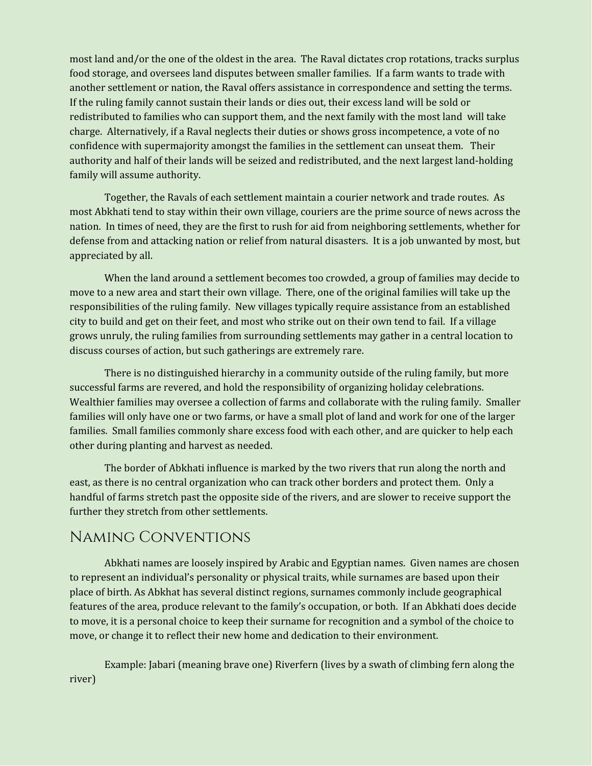most land and/or the one of the oldest in the area. The Raval dictates crop rotations, tracks surplus food storage, and oversees land disputes between smaller families. If a farm wants to trade with another settlement or nation, the Raval offers assistance in correspondence and setting the terms. If the ruling family cannot sustain their lands or dies out, their excess land will be sold or redistributed to families who can support them, and the next family with the most land will take charge. Alternatively, if a Raval neglects their duties or shows gross incompetence, a vote of no confidence with supermajority amongst the families in the settlement can unseat them. Their authority and half of their lands will be seized and redistributed, and the next largest land-holding family will assume authority.

Together, the Ravals of each settlement maintain a courier network and trade routes. As most Abkhati tend to stay within their own village, couriers are the prime source of news across the nation. In times of need, they are the first to rush for aid from neighboring settlements, whether for defense from and attacking nation or relief from natural disasters. It is a job unwanted by most, but appreciated by all.

When the land around a settlement becomes too crowded, a group of families may decide to move to a new area and start their own village. There, one of the original families will take up the responsibilities of the ruling family. New villages typically require assistance from an established city to build and get on their feet, and most who strike out on their own tend to fail. If a village grows unruly, the ruling families from surrounding settlements may gather in a central location to discuss courses of action, but such gatherings are extremely rare.

There is no distinguished hierarchy in a community outside of the ruling family, but more successful farms are revered, and hold the responsibility of organizing holiday celebrations. Wealthier families may oversee a collection of farms and collaborate with the ruling family. Smaller families will only have one or two farms, or have a small plot of land and work for one of the larger families. Small families commonly share excess food with each other, and are quicker to help each other during planting and harvest as needed.

The border of Abkhati influence is marked by the two rivers that run along the north and east, as there is no central organization who can track other borders and protect them. Only a handful of farms stretch past the opposite side of the rivers, and are slower to receive support the further they stretch from other settlements.

## Naming Conventions

Abkhati names are loosely inspired by Arabic and Egyptian names. Given names are chosen to represent an individual's personality or physical traits, while surnames are based upon their place of birth. As Abkhat has several distinct regions, surnames commonly include geographical features of the area, produce relevant to the family's occupation, or both. If an Abkhati does decide to move, it is a personal choice to keep their surname for recognition and a symbol of the choice to move, or change it to reflect their new home and dedication to their environment.

Example: Jabari (meaning brave one) Riverfern (lives by a swath of climbing fern along the river)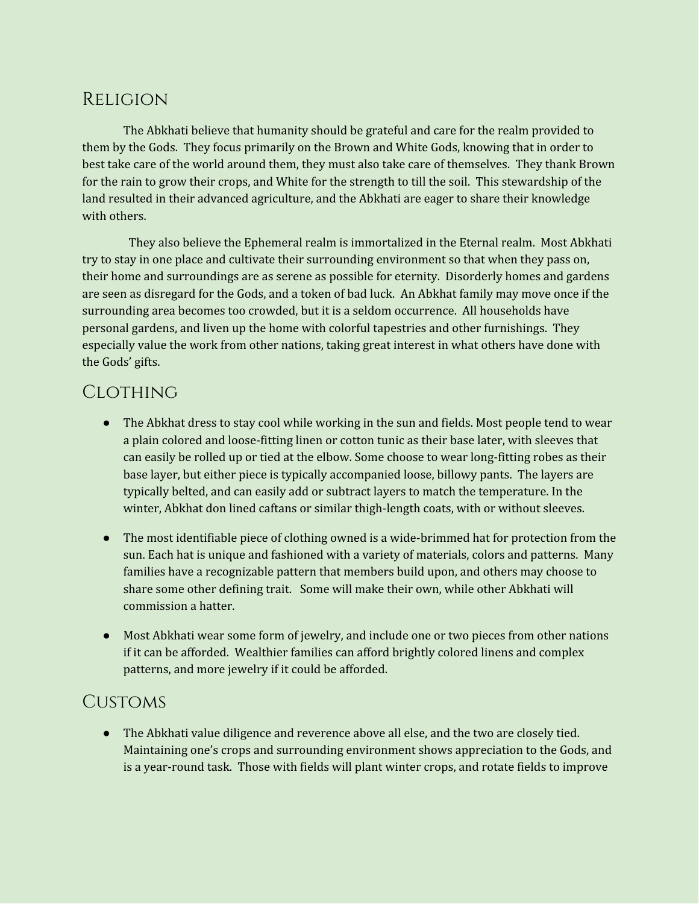## Religion

The Abkhati believe that humanity should be grateful and care for the realm provided to them by the Gods. They focus primarily on the Brown and White Gods, knowing that in order to best take care of the world around them, they must also take care of themselves. They thank Brown for the rain to grow their crops, and White for the strength to till the soil. This stewardship of the land resulted in their advanced agriculture, and the Abkhati are eager to share their knowledge with others.

They also believe the Ephemeral realm is immortalized in the Eternal realm. Most Abkhati try to stay in one place and cultivate their surrounding environment so that when they pass on, their home and surroundings are as serene as possible for eternity. Disorderly homes and gardens are seen as disregard for the Gods, and a token of bad luck. An Abkhat family may move once if the surrounding area becomes too crowded, but it is a seldom occurrence. All households have personal gardens, and liven up the home with colorful tapestries and other furnishings. They especially value the work from other nations, taking great interest in what others have done with the Gods' gifts.

## Clothing

- The Abkhat dress to stay cool while working in the sun and fields. Most people tend to wear a plain colored and loose-fitting linen or cotton tunic as their base later, with sleeves that can easily be rolled up or tied at the elbow. Some choose to wear long-fitting robes as their base layer, but either piece is typically accompanied loose, billowy pants. The layers are typically belted, and can easily add or subtract layers to match the temperature. In the winter, Abkhat don lined caftans or similar thigh-length coats, with or without sleeves.

- The most identifiable piece of clothing owned is a wide-brimmed hat for protection from the sun. Each hat is unique and fashioned with a variety of materials, colors and patterns. Many families have a recognizable pattern that members build upon, and others may choose to share some other defining trait. Some will make their own, while other Abkhati will commission a hatter.

- Most Abkhati wear some form of jewelry, and include one or two pieces from other nations if it can be afforded. Wealthier families can afford brightly colored linens and complex patterns, and more jewelry if it could be afforded.

## Customs

- The Abkhati value diligence and reverence above all else, and the two are closely tied. Maintaining one's crops and surrounding environment shows appreciation to the Gods, and is a year-round task. Those with fields will plant winter crops, and rotate fields to improve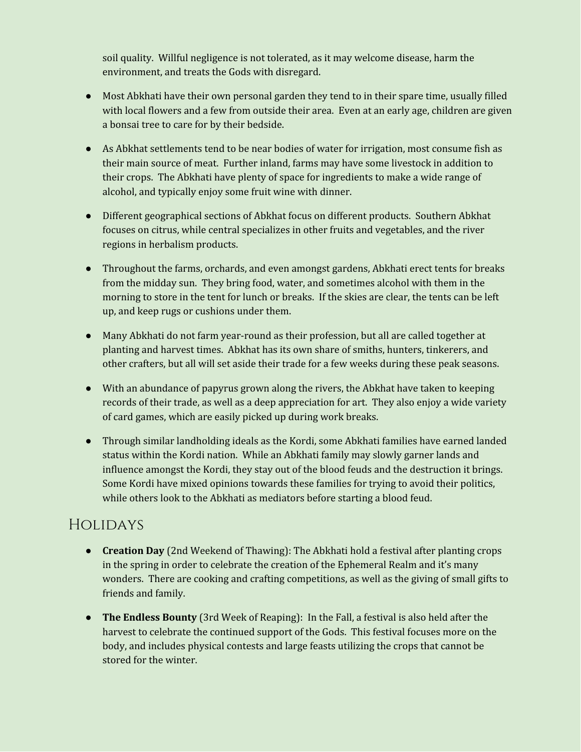soil quality.  Willful negligence is not tolerated, as it may welcome disease, harm the environment, and treats the Gods with disregard.

- Most Abkhati have their own personal garden they tend to in their spare time, usually filled with local flowers and a few from outside their area.  Even at an early age, children are given a bonsai tree to care for by their bedside.

- As Abkhat settlements tend to be near bodies of water for irrigation, most consume fish as their main source of meat.  Further inland, farms may have some livestock in addition to their crops.  The Abkhati have plenty of space for ingredients to make a wide range of alcohol, and typically enjoy some fruit wine with dinner.

- Different geographical sections of Abkhat focus on different products.  Southern Abkhat focuses on citrus, while central specializes in other fruits and vegetables, and the river regions in herbalism products.

- Throughout the farms, orchards, and even amongst gardens, Abkhati erect tents for breaks from the midday sun.  They bring food, water, and sometimes alcohol with them in the morning to store in the tent for lunch or breaks.  If the skies are clear, the tents can be left up, and keep rugs or cushions under them.

- Many Abkhati do not farm year-round as their profession, but all are called together at planting and harvest times.  Abkhat has its own share of smiths, hunters, tinkerers, and other crafters, but all will set aside their trade for a few weeks during these peak seasons.

- With an abundance of papyrus grown along the rivers, the Abkhat have taken to keeping records of their trade, as well as a deep appreciation for art.  They also enjoy a wide variety of card games, which are easily picked up during work breaks.

- Through similar landholding ideals as the Kordi, some Abkhati families have earned landed status within the Kordi nation.  While an Abkhati family may slowly garner lands and influence amongst the Kordi, they stay out of the blood feuds and the destruction it brings.  Some Kordi have mixed opinions towards these families for trying to avoid their politics, while others look to the Abkhati as mediators before starting a blood feud.

## Holidays

- **Creation Day** (2nd Weekend of Thawing): The Abkhati hold a festival after planting crops in the spring in order to celebrate the creation of the Ephemeral Realm and it's many wonders.  There are cooking and crafting competitions, as well as the giving of small gifts to friends and family.

- **The Endless Bounty** (3rd Week of Reaping):  In the Fall, a festival is also held after the harvest to celebrate the continued support of the Gods.  This festival focuses more on the body, and includes physical contests and large feasts utilizing the crops that cannot be stored for the winter.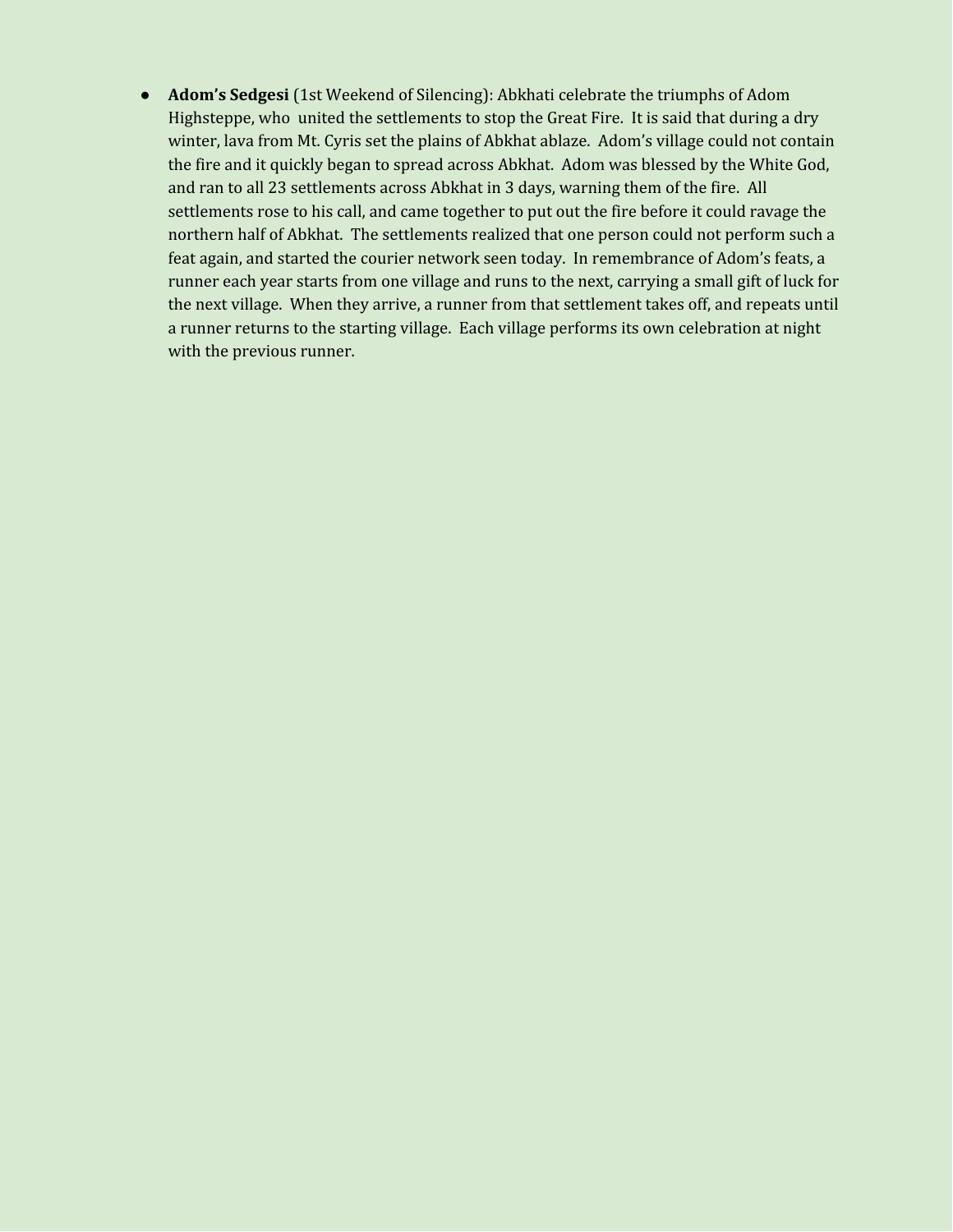- **Adom's Sedgesi** (1st Weekend of Silencing): Abkhati celebrate the triumphs of Adom Highsteppe, who united the settlements to stop the Great Fire. It is said that during a dry winter, lava from Mt. Cyris set the plains of Abkhat ablaze. Adom's village could not contain the fire and it quickly began to spread across Abkhat. Adom was blessed by the White God, and ran to all 23 settlements across Abkhat in 3 days, warning them of the fire. All settlements rose to his call, and came together to put out the fire before it could ravage the northern half of Abkhat. The settlements realized that one person could not perform such a feat again, and started the courier network seen today. In remembrance of Adom's feats, a runner each year starts from one village and runs to the next, carrying a small gift of luck for the next village. When they arrive, a runner from that settlement takes off, and repeats until a runner returns to the starting village. Each village performs its own celebration at night with the previous runner.